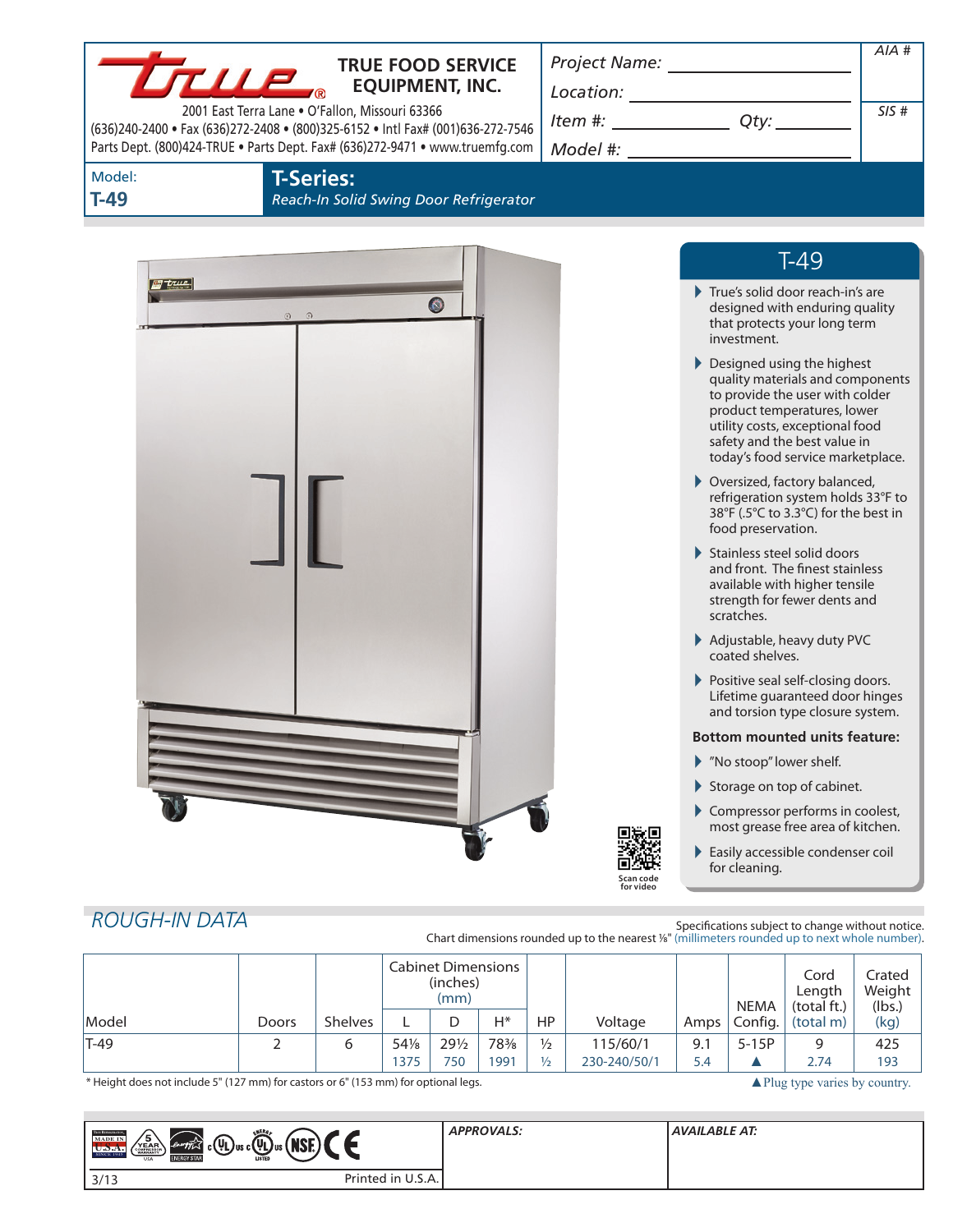**TRUE FOOD SERVICE EQUIPMENT, INC.**

2001 East Terra Lane • O'Fallon, Missouri 63366
(636)240-2400 • Fax (636)272-2408 • (800)325-6152 • Intl Fax# (001)636-272-7546
Parts Dept. (800)424-TRUE • Parts Dept. Fax# (636)272-9471 • www.truemfg.com

*Project Name:* ______________________

*Location:* ______________________

*Item #:* ____________ *Qty:* ________

*Model #:* ______________________

*AIA #*

*SIS #*

Model:
**T-49**

## T-Series:

*Reach-In Solid Swing Door Refrigerator*

## T-49

- True's solid door reach-in's are designed with enduring quality that protects your long term investment.
- Designed using the highest quality materials and components to provide the user with colder product temperatures, lower utility costs, exceptional food safety and the best value in today's food service marketplace.
- Oversized, factory balanced, refrigeration system holds 33°F to 38°F (.5°C to 3.3°C) for the best in food preservation.
- Stainless steel solid doors and front. The finest stainless available with higher tensile strength for fewer dents and scratches.
- Adjustable, heavy duty PVC coated shelves.
- Positive seal self-closing doors. Lifetime guaranteed door hinges and torsion type closure system.

**Bottom mounted units feature:**

- "No stoop" lower shelf.
- Storage on top of cabinet.
- Compressor performs in coolest, most grease free area of kitchen.
- Easily accessible condenser coil for cleaning.

Scan code for video

## *ROUGH-IN DATA*

Specifications subject to change without notice.
Chart dimensions rounded up to the nearest ⅛" (millimeters rounded up to next whole number).

| Model | Doors | Shelves | Cabinet Dimensions (inches) (mm) | | | HP | Voltage | Amps | NEMA Config. | Cord Length (total ft.) (total m) | Crated Weight (lbs.) (kg) |
|---|---|---|---|---|---|---|---|---|---|---|---|
| | | | L | D | H* | | | | | | |
| T-49 | 2 | 6 | 54⅛ | 29½ | 78⅜ | ½ | 115/60/1 | 9.1 | 5-15P | 9 | 425 |
| | | | 1375 | 750 | 1991 | ½ | 230-240/50/1 | 5.4 | ▲ | 2.74 | 193 |

\* Height does not include 5" (127 mm) for castors or 6" (153 mm) for optional legs.

▲Plug type varies by country.

*APPROVALS:*

*AVAILABLE AT:*

3/13

Printed in U.S.A.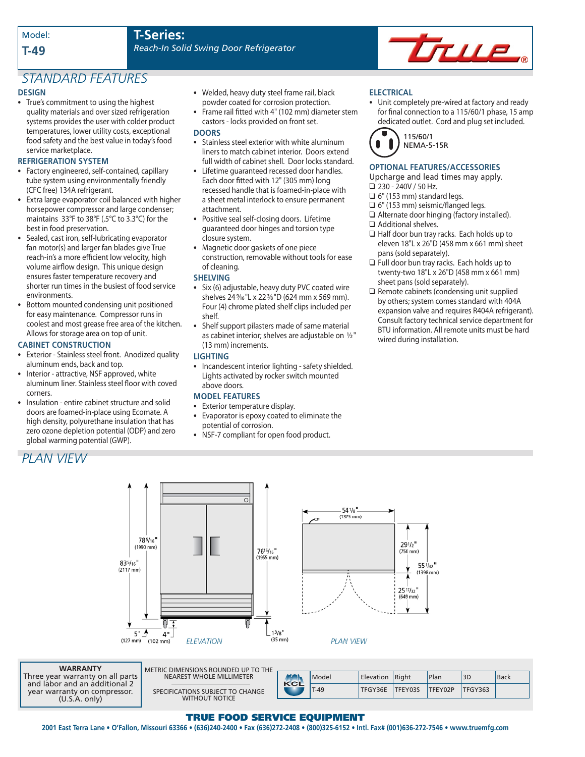Model:

**T-49**

## T-Series:

*Reach-In Solid Swing Door Refrigerator*

## STANDARD FEATURES

### DESIGN

- True's commitment to using the highest quality materials and over sized refrigeration systems provides the user with colder product temperatures, lower utility costs, exceptional food safety and the best value in today's food service marketplace.

### REFRIGERATION SYSTEM

- Factory engineered, self-contained, capillary tube system using environmentally friendly (CFC free) 134A refrigerant.
- Extra large evaporator coil balanced with higher horsepower compressor and large condenser; maintains 33°F to 38°F (.5°C to 3.3°C) for the best in food preservation.
- Sealed, cast iron, self-lubricating evaporator fan motor(s) and larger fan blades give True reach-in's a more efficient low velocity, high volume airflow design. This unique design ensures faster temperature recovery and shorter run times in the busiest of food service environments.
- Bottom mounted condensing unit positioned for easy maintenance. Compressor runs in coolest and most grease free area of the kitchen. Allows for storage area on top of unit.

### CABINET CONSTRUCTION

- Exterior - Stainless steel front. Anodized quality aluminum ends, back and top.
- Interior - attractive, NSF approved, white aluminum liner. Stainless steel floor with coved corners.
- Insulation - entire cabinet structure and solid doors are foamed-in-place using Ecomate. A high density, polyurethane insulation that has zero ozone depletion potential (ODP) and zero global warming potential (GWP).
- Welded, heavy duty steel frame rail, black powder coated for corrosion protection.
- Frame rail fitted with 4" (102 mm) diameter stem castors - locks provided on front set.

### DOORS

- Stainless steel exterior with white aluminum liners to match cabinet interior. Doors extend full width of cabinet shell. Door locks standard.
- Lifetime guaranteed recessed door handles. Each door fitted with 12" (305 mm) long recessed handle that is foamed-in-place with a sheet metal interlock to ensure permanent attachment.
- Positive seal self-closing doors. Lifetime guaranteed door hinges and torsion type closure system.
- Magnetic door gaskets of one piece construction, removable without tools for ease of cleaning.

### SHELVING

- Six (6) adjustable, heavy duty PVC coated wire shelves 24 9/16"L x 22 3/8"D (624 mm x 569 mm). Four (4) chrome plated shelf clips included per shelf.
- Shelf support pilasters made of same material as cabinet interior; shelves are adjustable on ½" (13 mm) increments.

### LIGHTING

- Incandescent interior lighting - safety shielded. Lights activated by rocker switch mounted above doors.

### MODEL FEATURES

- Exterior temperature display.
- Evaporator is epoxy coated to eliminate the potential of corrosion.
- NSF-7 compliant for open food product.

### ELECTRICAL

- Unit completely pre-wired at factory and ready for final connection to a 115/60/1 phase, 15 amp dedicated outlet. Cord and plug set included.

115/60/1
NEMA-5-15R

### OPTIONAL FEATURES/ACCESSORIES

Upcharge and lead times may apply.

- ❑ 230 - 240V / 50 Hz.
- ❑ 6" (153 mm) standard legs.
- ❑ 6" (153 mm) seismic/flanged legs.
- ❑ Alternate door hinging (factory installed).
- ❑ Additional shelves.
- ❑ Half door bun tray racks. Each holds up to eleven 18"L x 26"D (458 mm x 661 mm) sheet pans (sold separately).
- ❑ Full door bun tray racks. Each holds up to twenty-two 18"L x 26"D (458 mm x 661 mm) sheet pans (sold separately).
- ❑ Remote cabinets (condensing unit supplied by others; system comes standard with 404A expansion valve and requires R404A refrigerant). Consult factory technical service department for BTU information. All remote units must be hard wired during installation.

## PLAN VIEW

78 5/16" (1990 mm)
83 5/16" (2117 mm)
76 15/16" (1955 mm)
5" (127 mm)
4" (102 mm)
1 3/8" (35 mm)
ELEVATION

54 1/8" (1375 mm)
29 1/2" (750 mm)
55 1/32" (1398 mm)
25 17/32" (649 mm)
PLAN VIEW

**WARRANTY**
Three year warranty on all parts and labor and an additional 2 year warranty on compressor. (U.S.A. only)

METRIC DIMENSIONS ROUNDED UP TO THE NEAREST WHOLE MILLIMETER

SPECIFICATIONS SUBJECT TO CHANGE WITHOUT NOTICE

| Model | Elevation | Right | Plan | 3D | Back |
|---|---|---|---|---|---|
| T-49 | TFGY36E | TFEY03S | TFEY02P | TFGY363 | |

**TRUE FOOD SERVICE EQUIPMENT**

2001 East Terra Lane • O'Fallon, Missouri 63366 • (636)240-2400 • Fax (636)272-2408 • (800)325-6152 • Intl. Fax# (001)636-272-7546 • www.truemfg.com